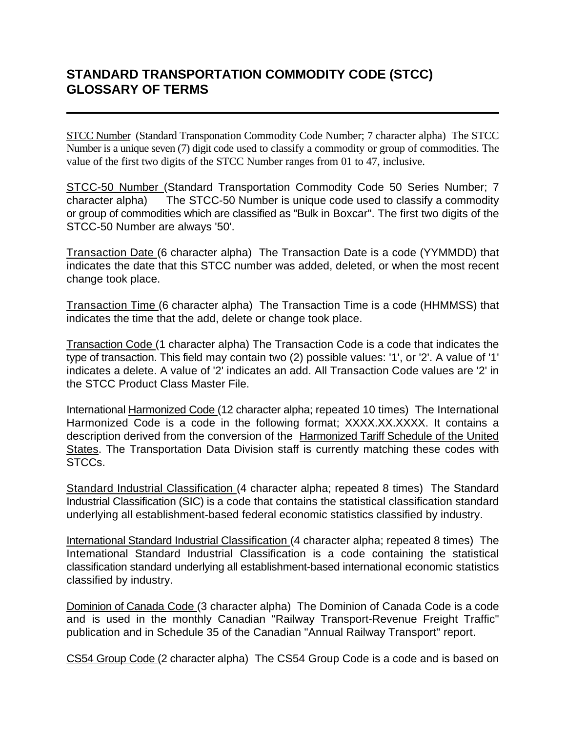# STANDARD TRANSPORTATION COMMODITY CODE (STCC) GLOSSARY OF TERMS

---

STCC Number (Standard Transponation Commodity Code Number; 7 character alpha) The STCC Number is a unique seven (7) digit code used to classify a commodity or group of commodities. The value of the first two digits of the STCC Number ranges from 01 to 47, inclusive.

STCC-50 Number (Standard Transportation Commodity Code 50 Series Number; 7 character alpha) The STCC-50 Number is unique code used to classify a commodity or group of commodities which are classified as "Bulk in Boxcar". The first two digits of the STCC-50 Number are always '50'.

Transaction Date (6 character alpha) The Transaction Date is a code (YYMMDD) that indicates the date that this STCC number was added, deleted, or when the most recent change took place.

Transaction Time (6 character alpha) The Transaction Time is a code (HHMMSS) that indicates the time that the add, delete or change took place.

Transaction Code (1 character alpha) The Transaction Code is a code that indicates the type of transaction. This field may contain two (2) possible values: '1', or '2'. A value of '1' indicates a delete. A value of '2' indicates an add. All Transaction Code values are '2' in the STCC Product Class Master File.

International Harmonized Code (12 character alpha; repeated 10 times) The International Harmonized Code is a code in the following format; XXXX.XX.XXXX. It contains a description derived from the conversion of the Harmonized Tariff Schedule of the United States. The Transportation Data Division staff is currently matching these codes with STCCs.

Standard Industrial Classification (4 character alpha; repeated 8 times) The Standard Industrial Classification (SIC) is a code that contains the statistical classification standard underlying all establishment-based federal economic statistics classified by industry.

International Standard Industrial Classification (4 character alpha; repeated 8 times) The Intemational Standard Industrial Classification is a code containing the statistical classification standard underlying all establishment-based international economic statistics classified by industry.

Dominion of Canada Code (3 character alpha) The Dominion of Canada Code is a code and is used in the monthly Canadian "Railway Transport-Revenue Freight Traffic" publication and in Schedule 35 of the Canadian "Annual Railway Transport" report.

CS54 Group Code (2 character alpha) The CS54 Group Code is a code and is based on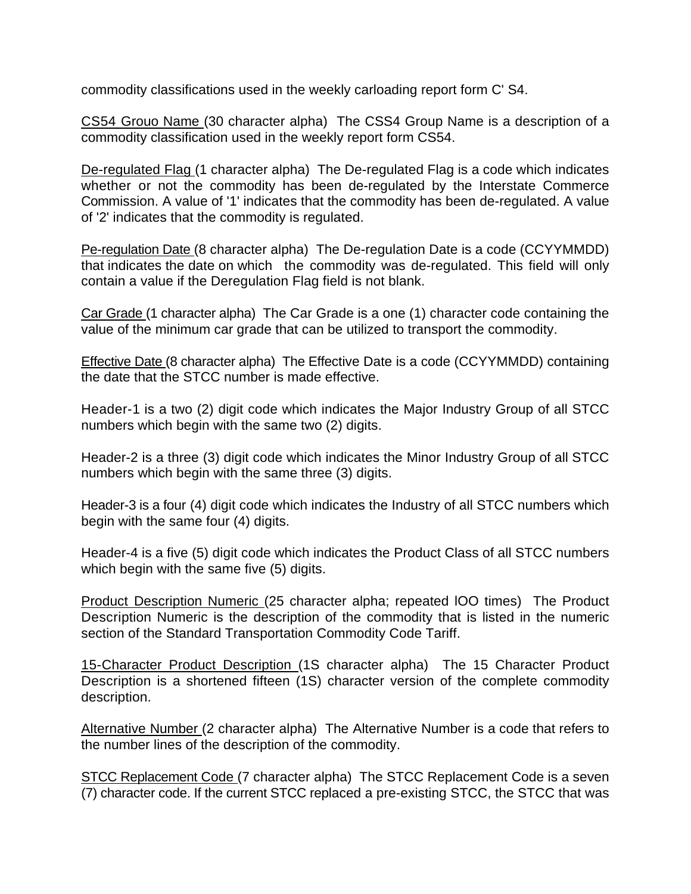commodity classifications used in the weekly carloading report form C' S4.

<u>CS54 Grouo Name</u> (30 character alpha) The CSS4 Group Name is a description of a commodity classification used in the weekly report form CS54.

<u>De-regulated Flag</u> (1 character alpha) The De-regulated Flag is a code which indicates whether or not the commodity has been de-regulated by the Interstate Commerce Commission. A value of '1' indicates that the commodity has been de-regulated. A value of '2' indicates that the commodity is regulated.

<u>Pe-regulation Date</u> (8 character alpha) The De-regulation Date is a code (CCYYMMDD) that indicates the date on which the commodity was de-regulated. This field will only contain a value if the Deregulation Flag field is not blank.

<u>Car Grade</u> (1 character alpha) The Car Grade is a one (1) character code containing the value of the minimum car grade that can be utilized to transport the commodity.

<u>Effective Date</u> (8 character alpha) The Effective Date is a code (CCYYMMDD) containing the date that the STCC number is made effective.

Header-1 is a two (2) digit code which indicates the Major Industry Group of all STCC numbers which begin with the same two (2) digits.

Header-2 is a three (3) digit code which indicates the Minor Industry Group of all STCC numbers which begin with the same three (3) digits.

Header-3 is a four (4) digit code which indicates the Industry of all STCC numbers which begin with the same four (4) digits.

Header-4 is a five (5) digit code which indicates the Product Class of all STCC numbers which begin with the same five (5) digits.

<u>Product Description Numeric</u> (25 character alpha; repeated lOO times) The Product Description Numeric is the description of the commodity that is listed in the numeric section of the Standard Transportation Commodity Code Tariff.

<u>15-Character Product Description</u> (1S character alpha) The 15 Character Product Description is a shortened fifteen (1S) character version of the complete commodity description.

<u>Alternative Number</u> (2 character alpha) The Alternative Number is a code that refers to the number lines of the description of the commodity.

<u>STCC Replacement Code</u> (7 character alpha) The STCC Replacement Code is a seven (7) character code. If the current STCC replaced a pre-existing STCC, the STCC that was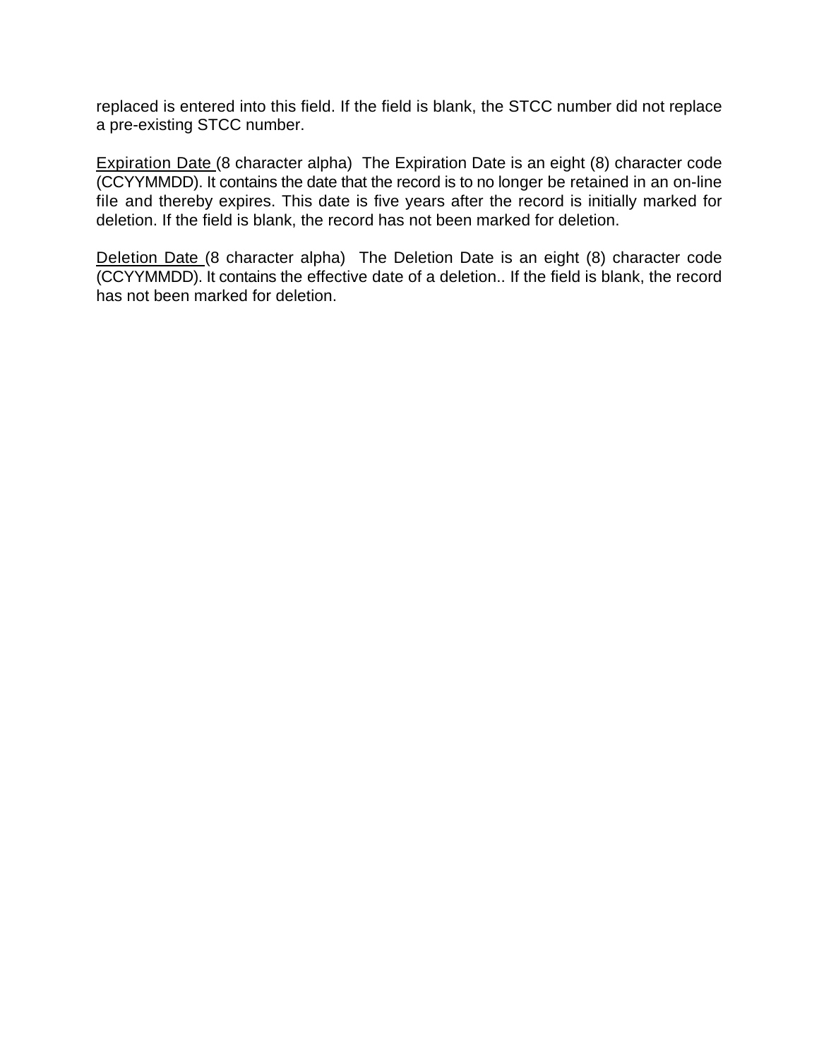replaced is entered into this field. If the field is blank, the STCC number did not replace a pre-existing STCC number.

Expiration Date (8 character alpha) The Expiration Date is an eight (8) character code (CCYYMMDD). It contains the date that the record is to no longer be retained in an on-line file and thereby expires. This date is five years after the record is initially marked for deletion. If the field is blank, the record has not been marked for deletion.

Deletion Date (8 character alpha) The Deletion Date is an eight (8) character code (CCYYMMDD). It contains the effective date of a deletion.. If the field is blank, the record has not been marked for deletion.